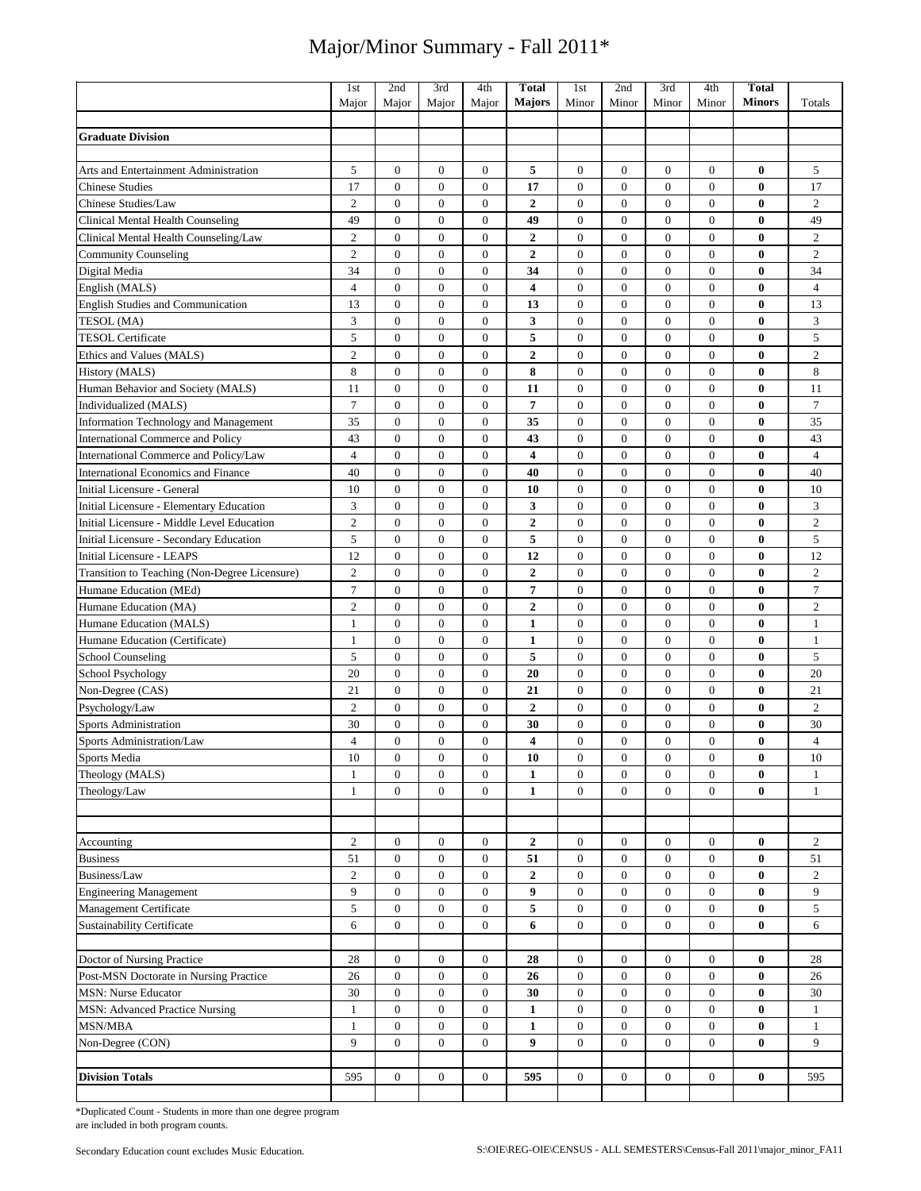# Major/Minor Summary - Fall 2011*

| | 1st Major | 2nd Major | 3rd Major | 4th Major | **Total Majors** | 1st Minor | 2nd Minor | 3rd Minor | 4th Minor | **Total Minors** | Totals |
|---|---|---|---|---|---|---|---|---|---|---|---|
| | | | | | | | | | | | |
| **Graduate Division** | | | | | | | | | | | |
| | | | | | | | | | | | |
| Arts and Entertainment Administration | 5 | 0 | 0 | 0 | **5** | 0 | 0 | 0 | 0 | **0** | 5 |
| Chinese Studies | 17 | 0 | 0 | 0 | **17** | 0 | 0 | 0 | 0 | **0** | 17 |
| Chinese Studies/Law | 2 | 0 | 0 | 0 | **2** | 0 | 0 | 0 | 0 | **0** | 2 |
| Clinical Mental Health Counseling | 49 | 0 | 0 | 0 | **49** | 0 | 0 | 0 | 0 | **0** | 49 |
| Clinical Mental Health Counseling/Law | 2 | 0 | 0 | 0 | **2** | 0 | 0 | 0 | 0 | **0** | 2 |
| Community Counseling | 2 | 0 | 0 | 0 | **2** | 0 | 0 | 0 | 0 | **0** | 2 |
| Digital Media | 34 | 0 | 0 | 0 | **34** | 0 | 0 | 0 | 0 | **0** | 34 |
| English (MALS) | 4 | 0 | 0 | 0 | **4** | 0 | 0 | 0 | 0 | **0** | 4 |
| English Studies and Communication | 13 | 0 | 0 | 0 | **13** | 0 | 0 | 0 | 0 | **0** | 13 |
| TESOL (MA) | 3 | 0 | 0 | 0 | **3** | 0 | 0 | 0 | 0 | **0** | 3 |
| TESOL Certificate | 5 | 0 | 0 | 0 | **5** | 0 | 0 | 0 | 0 | **0** | 5 |
| Ethics and Values (MALS) | 2 | 0 | 0 | 0 | **2** | 0 | 0 | 0 | 0 | **0** | 2 |
| History (MALS) | 8 | 0 | 0 | 0 | **8** | 0 | 0 | 0 | 0 | **0** | 8 |
| Human Behavior and Society (MALS) | 11 | 0 | 0 | 0 | **11** | 0 | 0 | 0 | 0 | **0** | 11 |
| Individualized (MALS) | 7 | 0 | 0 | 0 | **7** | 0 | 0 | 0 | 0 | **0** | 7 |
| Information Technology and Management | 35 | 0 | 0 | 0 | **35** | 0 | 0 | 0 | 0 | **0** | 35 |
| International Commerce and Policy | 43 | 0 | 0 | 0 | **43** | 0 | 0 | 0 | 0 | **0** | 43 |
| International Commerce and Policy/Law | 4 | 0 | 0 | 0 | **4** | 0 | 0 | 0 | 0 | **0** | 4 |
| International Economics and Finance | 40 | 0 | 0 | 0 | **40** | 0 | 0 | 0 | 0 | **0** | 40 |
| Initial Licensure - General | 10 | 0 | 0 | 0 | **10** | 0 | 0 | 0 | 0 | **0** | 10 |
| Initial Licensure - Elementary Education | 3 | 0 | 0 | 0 | **3** | 0 | 0 | 0 | 0 | **0** | 3 |
| Initial Licensure - Middle Level Education | 2 | 0 | 0 | 0 | **2** | 0 | 0 | 0 | 0 | **0** | 2 |
| Initial Licensure - Secondary Education | 5 | 0 | 0 | 0 | **5** | 0 | 0 | 0 | 0 | **0** | 5 |
| Initial Licensure - LEAPS | 12 | 0 | 0 | 0 | **12** | 0 | 0 | 0 | 0 | **0** | 12 |
| Transition to Teaching (Non-Degree Licensure) | 2 | 0 | 0 | 0 | **2** | 0 | 0 | 0 | 0 | **0** | 2 |
| Humane Education (MEd) | 7 | 0 | 0 | 0 | **7** | 0 | 0 | 0 | 0 | **0** | 7 |
| Humane Education (MA) | 2 | 0 | 0 | 0 | **2** | 0 | 0 | 0 | 0 | **0** | 2 |
| Humane Education (MALS) | 1 | 0 | 0 | 0 | **1** | 0 | 0 | 0 | 0 | **0** | 1 |
| Humane Education (Certificate) | 1 | 0 | 0 | 0 | **1** | 0 | 0 | 0 | 0 | **0** | 1 |
| School Counseling | 5 | 0 | 0 | 0 | **5** | 0 | 0 | 0 | 0 | **0** | 5 |
| School Psychology | 20 | 0 | 0 | 0 | **20** | 0 | 0 | 0 | 0 | **0** | 20 |
| Non-Degree (CAS) | 21 | 0 | 0 | 0 | **21** | 0 | 0 | 0 | 0 | **0** | 21 |
| Psychology/Law | 2 | 0 | 0 | 0 | **2** | 0 | 0 | 0 | 0 | **0** | 2 |
| Sports Administration | 30 | 0 | 0 | 0 | **30** | 0 | 0 | 0 | 0 | **0** | 30 |
| Sports Administration/Law | 4 | 0 | 0 | 0 | **4** | 0 | 0 | 0 | 0 | **0** | 4 |
| Sports Media | 10 | 0 | 0 | 0 | **10** | 0 | 0 | 0 | 0 | **0** | 10 |
| Theology (MALS) | 1 | 0 | 0 | 0 | **1** | 0 | 0 | 0 | 0 | **0** | 1 |
| Theology/Law | 1 | 0 | 0 | 0 | **1** | 0 | 0 | 0 | 0 | **0** | 1 |
| | | | | | | | | | | | |
| | | | | | | | | | | | |
| Accounting | 2 | 0 | 0 | 0 | **2** | 0 | 0 | 0 | 0 | **0** | 2 |
| Business | 51 | 0 | 0 | 0 | **51** | 0 | 0 | 0 | 0 | **0** | 51 |
| Business/Law | 2 | 0 | 0 | 0 | **2** | 0 | 0 | 0 | 0 | **0** | 2 |
| Engineering Management | 9 | 0 | 0 | 0 | **9** | 0 | 0 | 0 | 0 | **0** | 9 |
| Management Certificate | 5 | 0 | 0 | 0 | **5** | 0 | 0 | 0 | 0 | **0** | 5 |
| Sustainability Certificate | 6 | 0 | 0 | 0 | **6** | 0 | 0 | 0 | 0 | **0** | 6 |
| | | | | | | | | | | | |
| Doctor of Nursing Practice | 28 | 0 | 0 | 0 | **28** | 0 | 0 | 0 | 0 | **0** | 28 |
| Post-MSN Doctorate in Nursing Practice | 26 | 0 | 0 | 0 | **26** | 0 | 0 | 0 | 0 | **0** | 26 |
| MSN: Nurse Educator | 30 | 0 | 0 | 0 | **30** | 0 | 0 | 0 | 0 | **0** | 30 |
| MSN: Advanced Practice Nursing | 1 | 0 | 0 | 0 | **1** | 0 | 0 | 0 | 0 | **0** | 1 |
| MSN/MBA | 1 | 0 | 0 | 0 | **1** | 0 | 0 | 0 | 0 | **0** | 1 |
| Non-Degree (CON) | 9 | 0 | 0 | 0 | **9** | 0 | 0 | 0 | 0 | **0** | 9 |
| | | | | | | | | | | | |
| **Division Totals** | 595 | 0 | 0 | 0 | **595** | 0 | 0 | 0 | 0 | **0** | 595 |

*Duplicated Count - Students in more than one degree program are included in both program counts.

Secondary Education count excludes Music Education.

S:\OIE\REG-OIE\CENSUS - ALL SEMESTERS\Census-Fall 2011\major_minor_FA11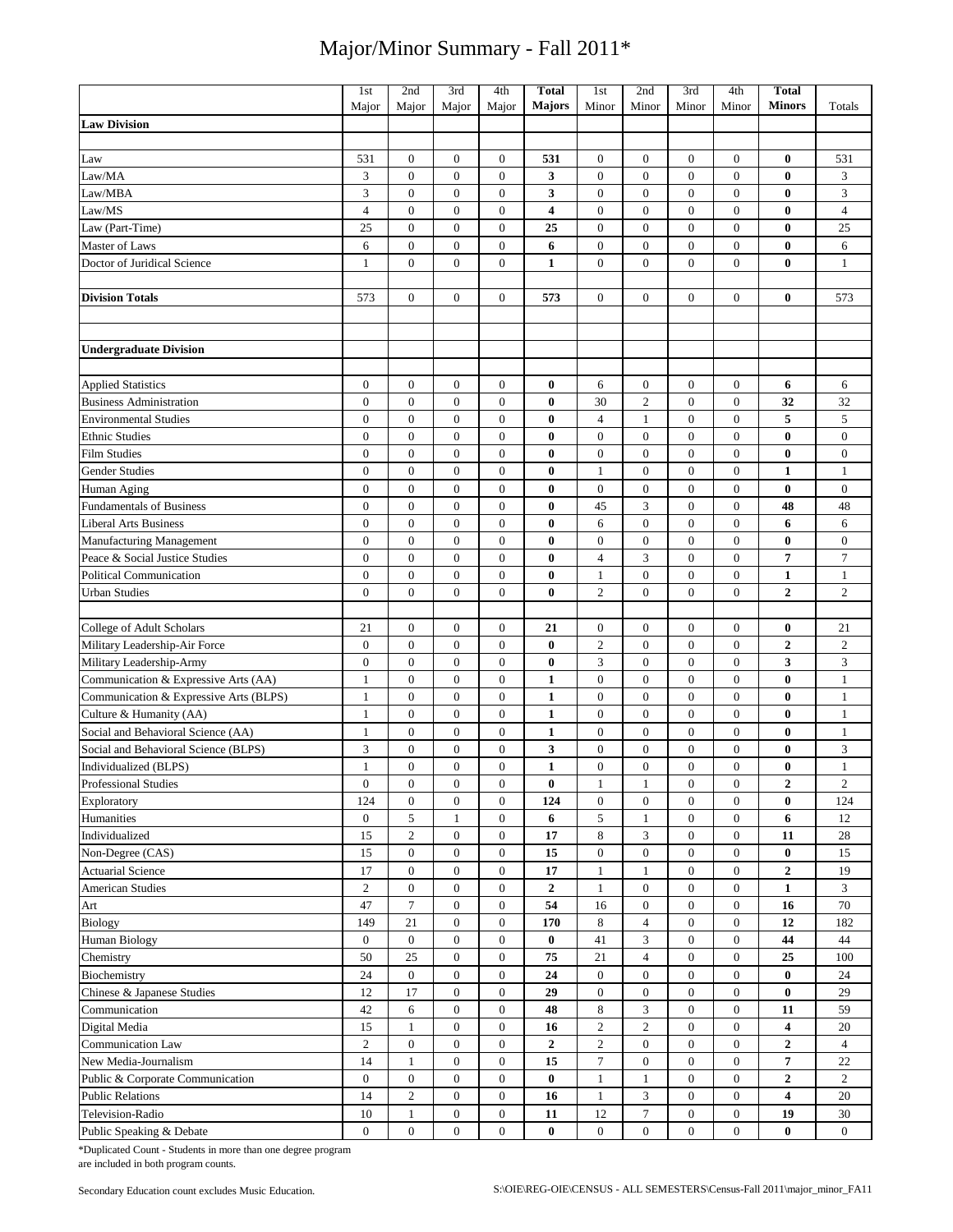# Major/Minor Summary - Fall 2011*

| | 1st Major | 2nd Major | 3rd Major | 4th Major | **Total Majors** | 1st Minor | 2nd Minor | 3rd Minor | 4th Minor | **Total Minors** | Totals |
|---|---|---|---|---|---|---|---|---|---|---|---|
| **Law Division** | | | | | | | | | | | |
| | | | | | | | | | | | |
| Law | 531 | 0 | 0 | 0 | **531** | 0 | 0 | 0 | 0 | **0** | 531 |
| Law/MA | 3 | 0 | 0 | 0 | **3** | 0 | 0 | 0 | 0 | **0** | 3 |
| Law/MBA | 3 | 0 | 0 | 0 | **3** | 0 | 0 | 0 | 0 | **0** | 3 |
| Law/MS | 4 | 0 | 0 | 0 | **4** | 0 | 0 | 0 | 0 | **0** | 4 |
| Law (Part-Time) | 25 | 0 | 0 | 0 | **25** | 0 | 0 | 0 | 0 | **0** | 25 |
| Master of Laws | 6 | 0 | 0 | 0 | **6** | 0 | 0 | 0 | 0 | **0** | 6 |
| Doctor of Juridical Science | 1 | 0 | 0 | 0 | **1** | 0 | 0 | 0 | 0 | **0** | 1 |
| | | | | | | | | | | | |
| **Division Totals** | 573 | 0 | 0 | 0 | **573** | 0 | 0 | 0 | 0 | **0** | 573 |
| | | | | | | | | | | | |
| | | | | | | | | | | | |
| **Undergraduate Division** | | | | | | | | | | | |
| | | | | | | | | | | | |
| Applied Statistics | 0 | 0 | 0 | 0 | **0** | 6 | 0 | 0 | 0 | **6** | 6 |
| Business Administration | 0 | 0 | 0 | 0 | **0** | 30 | 2 | 0 | 0 | **32** | 32 |
| Environmental Studies | 0 | 0 | 0 | 0 | **0** | 4 | 1 | 0 | 0 | **5** | 5 |
| Ethnic Studies | 0 | 0 | 0 | 0 | **0** | 0 | 0 | 0 | 0 | **0** | 0 |
| Film Studies | 0 | 0 | 0 | 0 | **0** | 0 | 0 | 0 | 0 | **0** | 0 |
| Gender Studies | 0 | 0 | 0 | 0 | **0** | 1 | 0 | 0 | 0 | **1** | 1 |
| Human Aging | 0 | 0 | 0 | 0 | **0** | 0 | 0 | 0 | 0 | **0** | 0 |
| Fundamentals of Business | 0 | 0 | 0 | 0 | **0** | 45 | 3 | 0 | 0 | **48** | 48 |
| Liberal Arts Business | 0 | 0 | 0 | 0 | **0** | 6 | 0 | 0 | 0 | **6** | 6 |
| Manufacturing Management | 0 | 0 | 0 | 0 | **0** | 0 | 0 | 0 | 0 | **0** | 0 |
| Peace & Social Justice Studies | 0 | 0 | 0 | 0 | **0** | 4 | 3 | 0 | 0 | **7** | 7 |
| Political Communication | 0 | 0 | 0 | 0 | **0** | 1 | 0 | 0 | 0 | **1** | 1 |
| Urban Studies | 0 | 0 | 0 | 0 | **0** | 2 | 0 | 0 | 0 | **2** | 2 |
| | | | | | | | | | | | |
| College of Adult Scholars | 21 | 0 | 0 | 0 | **21** | 0 | 0 | 0 | 0 | **0** | 21 |
| Military Leadership-Air Force | 0 | 0 | 0 | 0 | **0** | 2 | 0 | 0 | 0 | **2** | 2 |
| Military Leadership-Army | 0 | 0 | 0 | 0 | **0** | 3 | 0 | 0 | 0 | **3** | 3 |
| Communication & Expressive Arts (AA) | 1 | 0 | 0 | 0 | **1** | 0 | 0 | 0 | 0 | **0** | 1 |
| Communication & Expressive Arts (BLPS) | 1 | 0 | 0 | 0 | **1** | 0 | 0 | 0 | 0 | **0** | 1 |
| Culture & Humanity (AA) | 1 | 0 | 0 | 0 | **1** | 0 | 0 | 0 | 0 | **0** | 1 |
| Social and Behavioral Science (AA) | 1 | 0 | 0 | 0 | **1** | 0 | 0 | 0 | 0 | **0** | 1 |
| Social and Behavioral Science (BLPS) | 3 | 0 | 0 | 0 | **3** | 0 | 0 | 0 | 0 | **0** | 3 |
| Individualized (BLPS) | 1 | 0 | 0 | 0 | **1** | 0 | 0 | 0 | 0 | **0** | 1 |
| Professional Studies | 0 | 0 | 0 | 0 | **0** | 1 | 1 | 0 | 0 | **2** | 2 |
| Exploratory | 124 | 0 | 0 | 0 | **124** | 0 | 0 | 0 | 0 | **0** | 124 |
| Humanities | 0 | 5 | 1 | 0 | **6** | 5 | 1 | 0 | 0 | **6** | 12 |
| Individualized | 15 | 2 | 0 | 0 | **17** | 8 | 3 | 0 | 0 | **11** | 28 |
| Non-Degree (CAS) | 15 | 0 | 0 | 0 | **15** | 0 | 0 | 0 | 0 | **0** | 15 |
| Actuarial Science | 17 | 0 | 0 | 0 | **17** | 1 | 1 | 0 | 0 | **2** | 19 |
| American Studies | 2 | 0 | 0 | 0 | **2** | 1 | 0 | 0 | 0 | **1** | 3 |
| Art | 47 | 7 | 0 | 0 | **54** | 16 | 0 | 0 | 0 | **16** | 70 |
| Biology | 149 | 21 | 0 | 0 | **170** | 8 | 4 | 0 | 0 | **12** | 182 |
| Human Biology | 0 | 0 | 0 | 0 | **0** | 41 | 3 | 0 | 0 | **44** | 44 |
| Chemistry | 50 | 25 | 0 | 0 | **75** | 21 | 4 | 0 | 0 | **25** | 100 |
| Biochemistry | 24 | 0 | 0 | 0 | **24** | 0 | 0 | 0 | 0 | **0** | 24 |
| Chinese & Japanese Studies | 12 | 17 | 0 | 0 | **29** | 0 | 0 | 0 | 0 | **0** | 29 |
| Communication | 42 | 6 | 0 | 0 | **48** | 8 | 3 | 0 | 0 | **11** | 59 |
| Digital Media | 15 | 1 | 0 | 0 | **16** | 2 | 2 | 0 | 0 | **4** | 20 |
| Communication Law | 2 | 0 | 0 | 0 | **2** | 2 | 0 | 0 | 0 | **2** | 4 |
| New Media-Journalism | 14 | 1 | 0 | 0 | **15** | 7 | 0 | 0 | 0 | **7** | 22 |
| Public & Corporate Communication | 0 | 0 | 0 | 0 | **0** | 1 | 1 | 0 | 0 | **2** | 2 |
| Public Relations | 14 | 2 | 0 | 0 | **16** | 1 | 3 | 0 | 0 | **4** | 20 |
| Television-Radio | 10 | 1 | 0 | 0 | **11** | 12 | 7 | 0 | 0 | **19** | 30 |
| Public Speaking & Debate | 0 | 0 | 0 | 0 | **0** | 0 | 0 | 0 | 0 | **0** | 0 |

*Duplicated Count - Students in more than one degree program are included in both program counts.

Secondary Education count excludes Music Education.

S:\OIE\REG-OIE\CENSUS - ALL SEMESTERS\Census-Fall 2011\major_minor_FA11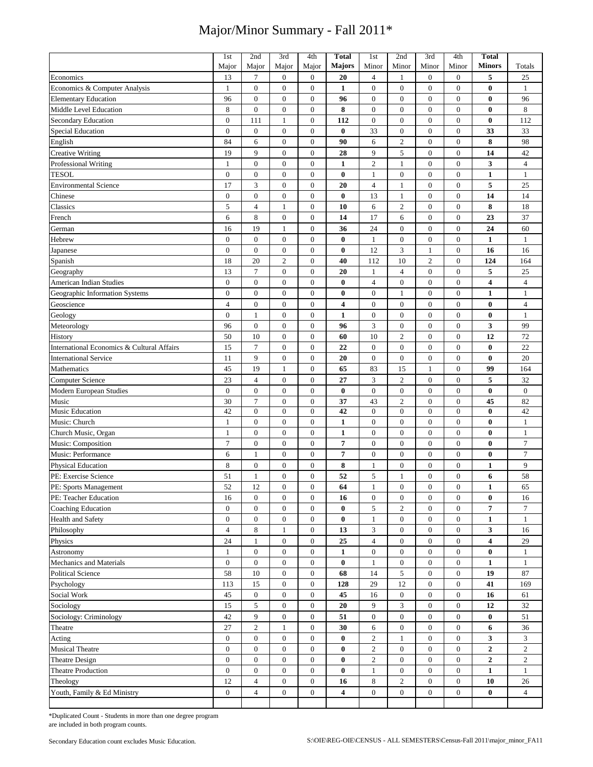# Major/Minor Summary - Fall 2011*

| | 1st Major | 2nd Major | 3rd Major | 4th Major | **Total Majors** | 1st Minor | 2nd Minor | 3rd Minor | 4th Minor | **Total Minors** | Totals |
|---|---|---|---|---|---|---|---|---|---|---|---|
| Economics | 13 | 7 | 0 | 0 | **20** | 4 | 1 | 0 | 0 | **5** | 25 |
| Economics & Computer Analysis | 1 | 0 | 0 | 0 | **1** | 0 | 0 | 0 | 0 | **0** | 1 |
| Elementary Education | 96 | 0 | 0 | 0 | **96** | 0 | 0 | 0 | 0 | **0** | 96 |
| Middle Level Education | 8 | 0 | 0 | 0 | **8** | 0 | 0 | 0 | 0 | **0** | 8 |
| Secondary Education | 0 | 111 | 1 | 0 | **112** | 0 | 0 | 0 | 0 | **0** | 112 |
| Special Education | 0 | 0 | 0 | 0 | **0** | 33 | 0 | 0 | 0 | **33** | 33 |
| English | 84 | 6 | 0 | 0 | **90** | 6 | 2 | 0 | 0 | **8** | 98 |
| Creative Writing | 19 | 9 | 0 | 0 | **28** | 9 | 5 | 0 | 0 | **14** | 42 |
| Professional Writing | 1 | 0 | 0 | 0 | **1** | 2 | 1 | 0 | 0 | **3** | 4 |
| TESOL | 0 | 0 | 0 | 0 | **0** | 1 | 0 | 0 | 0 | **1** | 1 |
| Environmental Science | 17 | 3 | 0 | 0 | **20** | 4 | 1 | 0 | 0 | **5** | 25 |
| Chinese | 0 | 0 | 0 | 0 | **0** | 13 | 1 | 0 | 0 | **14** | 14 |
| Classics | 5 | 4 | 1 | 0 | **10** | 6 | 2 | 0 | 0 | **8** | 18 |
| French | 6 | 8 | 0 | 0 | **14** | 17 | 6 | 0 | 0 | **23** | 37 |
| German | 16 | 19 | 1 | 0 | **36** | 24 | 0 | 0 | 0 | **24** | 60 |
| Hebrew | 0 | 0 | 0 | 0 | **0** | 1 | 0 | 0 | 0 | **1** | 1 |
| Japanese | 0 | 0 | 0 | 0 | **0** | 12 | 3 | 1 | 0 | **16** | 16 |
| Spanish | 18 | 20 | 2 | 0 | **40** | 112 | 10 | 2 | 0 | **124** | 164 |
| Geography | 13 | 7 | 0 | 0 | **20** | 1 | 4 | 0 | 0 | **5** | 25 |
| American Indian Studies | 0 | 0 | 0 | 0 | **0** | 4 | 0 | 0 | 0 | **4** | 4 |
| Geographic Information Systems | 0 | 0 | 0 | 0 | **0** | 0 | 1 | 0 | 0 | **1** | 1 |
| Geoscience | 4 | 0 | 0 | 0 | **4** | 0 | 0 | 0 | 0 | **0** | 4 |
| Geology | 0 | 1 | 0 | 0 | **1** | 0 | 0 | 0 | 0 | **0** | 1 |
| Meteorology | 96 | 0 | 0 | 0 | **96** | 3 | 0 | 0 | 0 | **3** | 99 |
| History | 50 | 10 | 0 | 0 | **60** | 10 | 2 | 0 | 0 | **12** | 72 |
| International Economics & Cultural Affairs | 15 | 7 | 0 | 0 | **22** | 0 | 0 | 0 | 0 | **0** | 22 |
| International Service | 11 | 9 | 0 | 0 | **20** | 0 | 0 | 0 | 0 | **0** | 20 |
| Mathematics | 45 | 19 | 1 | 0 | **65** | 83 | 15 | 1 | 0 | **99** | 164 |
| Computer Science | 23 | 4 | 0 | 0 | **27** | 3 | 2 | 0 | 0 | **5** | 32 |
| Modern European Studies | 0 | 0 | 0 | 0 | **0** | 0 | 0 | 0 | 0 | **0** | 0 |
| Music | 30 | 7 | 0 | 0 | **37** | 43 | 2 | 0 | 0 | **45** | 82 |
| Music Education | 42 | 0 | 0 | 0 | **42** | 0 | 0 | 0 | 0 | **0** | 42 |
| Music: Church | 1 | 0 | 0 | 0 | **1** | 0 | 0 | 0 | 0 | **0** | 1 |
| Church Music, Organ | 1 | 0 | 0 | 0 | **1** | 0 | 0 | 0 | 0 | **0** | 1 |
| Music: Composition | 7 | 0 | 0 | 0 | **7** | 0 | 0 | 0 | 0 | **0** | 7 |
| Music: Performance | 6 | 1 | 0 | 0 | **7** | 0 | 0 | 0 | 0 | **0** | 7 |
| Physical Education | 8 | 0 | 0 | 0 | **8** | 1 | 0 | 0 | 0 | **1** | 9 |
| PE: Exercise Science | 51 | 1 | 0 | 0 | **52** | 5 | 1 | 0 | 0 | **6** | 58 |
| PE: Sports Management | 52 | 12 | 0 | 0 | **64** | 1 | 0 | 0 | 0 | **1** | 65 |
| PE: Teacher Education | 16 | 0 | 0 | 0 | **16** | 0 | 0 | 0 | 0 | **0** | 16 |
| Coaching Education | 0 | 0 | 0 | 0 | **0** | 5 | 2 | 0 | 0 | **7** | 7 |
| Health and Safety | 0 | 0 | 0 | 0 | **0** | 1 | 0 | 0 | 0 | **1** | 1 |
| Philosophy | 4 | 8 | 1 | 0 | **13** | 3 | 0 | 0 | 0 | **3** | 16 |
| Physics | 24 | 1 | 0 | 0 | **25** | 4 | 0 | 0 | 0 | **4** | 29 |
| Astronomy | 1 | 0 | 0 | 0 | **1** | 0 | 0 | 0 | 0 | **0** | 1 |
| Mechanics and Materials | 0 | 0 | 0 | 0 | **0** | 1 | 0 | 0 | 0 | **1** | 1 |
| Political Science | 58 | 10 | 0 | 0 | **68** | 14 | 5 | 0 | 0 | **19** | 87 |
| Psychology | 113 | 15 | 0 | 0 | **128** | 29 | 12 | 0 | 0 | **41** | 169 |
| Social Work | 45 | 0 | 0 | 0 | **45** | 16 | 0 | 0 | 0 | **16** | 61 |
| Sociology | 15 | 5 | 0 | 0 | **20** | 9 | 3 | 0 | 0 | **12** | 32 |
| Sociology: Criminology | 42 | 9 | 0 | 0 | **51** | 0 | 0 | 0 | 0 | **0** | 51 |
| Theatre | 27 | 2 | 1 | 0 | **30** | 6 | 0 | 0 | 0 | **6** | 36 |
| Acting | 0 | 0 | 0 | 0 | **0** | 2 | 1 | 0 | 0 | **3** | 3 |
| Musical Theatre | 0 | 0 | 0 | 0 | **0** | 2 | 0 | 0 | 0 | **2** | 2 |
| Theatre Design | 0 | 0 | 0 | 0 | **0** | 2 | 0 | 0 | 0 | **2** | 2 |
| Theatre Production | 0 | 0 | 0 | 0 | **0** | 1 | 0 | 0 | 0 | **1** | 1 |
| Theology | 12 | 4 | 0 | 0 | **16** | 8 | 2 | 0 | 0 | **10** | 26 |
| Youth, Family & Ed Ministry | 0 | 4 | 0 | 0 | **4** | 0 | 0 | 0 | 0 | **0** | 4 |
| | | | | | | | | | | | |

*Duplicated Count - Students in more than one degree program are included in both program counts.

Secondary Education count excludes Music Education.

S:\OIE\REG-OIE\CENSUS - ALL SEMESTERS\Census-Fall 2011\major_minor_FA11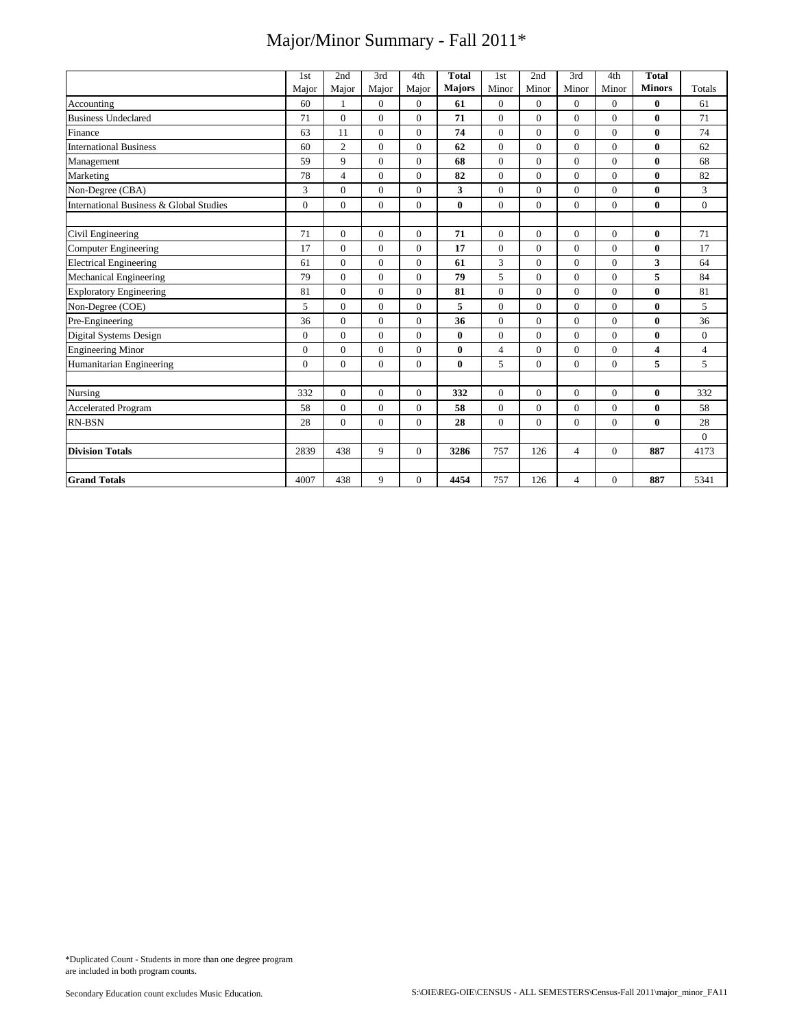# Major/Minor Summary - Fall 2011*

| | 1st Major | 2nd Major | 3rd Major | 4th Major | **Total Majors** | 1st Minor | 2nd Minor | 3rd Minor | 4th Minor | **Total Minors** | Totals |
|---|---|---|---|---|---|---|---|---|---|---|---|
| Accounting | 60 | 1 | 0 | 0 | **61** | 0 | 0 | 0 | 0 | **0** | 61 |
| Business Undeclared | 71 | 0 | 0 | 0 | **71** | 0 | 0 | 0 | 0 | **0** | 71 |
| Finance | 63 | 11 | 0 | 0 | **74** | 0 | 0 | 0 | 0 | **0** | 74 |
| International Business | 60 | 2 | 0 | 0 | **62** | 0 | 0 | 0 | 0 | **0** | 62 |
| Management | 59 | 9 | 0 | 0 | **68** | 0 | 0 | 0 | 0 | **0** | 68 |
| Marketing | 78 | 4 | 0 | 0 | **82** | 0 | 0 | 0 | 0 | **0** | 82 |
| Non-Degree (CBA) | 3 | 0 | 0 | 0 | **3** | 0 | 0 | 0 | 0 | **0** | 3 |
| International Business & Global Studies | 0 | 0 | 0 | 0 | **0** | 0 | 0 | 0 | 0 | **0** | 0 |
| | | | | | | | | | | | |
| Civil Engineering | 71 | 0 | 0 | 0 | **71** | 0 | 0 | 0 | 0 | **0** | 71 |
| Computer Engineering | 17 | 0 | 0 | 0 | **17** | 0 | 0 | 0 | 0 | **0** | 17 |
| Electrical Engineering | 61 | 0 | 0 | 0 | **61** | 3 | 0 | 0 | 0 | **3** | 64 |
| Mechanical Engineering | 79 | 0 | 0 | 0 | **79** | 5 | 0 | 0 | 0 | **5** | 84 |
| Exploratory Engineering | 81 | 0 | 0 | 0 | **81** | 0 | 0 | 0 | 0 | **0** | 81 |
| Non-Degree (COE) | 5 | 0 | 0 | 0 | **5** | 0 | 0 | 0 | 0 | **0** | 5 |
| Pre-Engineering | 36 | 0 | 0 | 0 | **36** | 0 | 0 | 0 | 0 | **0** | 36 |
| Digital Systems Design | 0 | 0 | 0 | 0 | **0** | 0 | 0 | 0 | 0 | **0** | 0 |
| Engineering Minor | 0 | 0 | 0 | 0 | **0** | 4 | 0 | 0 | 0 | **4** | 4 |
| Humanitarian Engineering | 0 | 0 | 0 | 0 | **0** | 5 | 0 | 0 | 0 | **5** | 5 |
| | | | | | | | | | | | |
| Nursing | 332 | 0 | 0 | 0 | **332** | 0 | 0 | 0 | 0 | **0** | 332 |
| Accelerated Program | 58 | 0 | 0 | 0 | **58** | 0 | 0 | 0 | 0 | **0** | 58 |
| RN-BSN | 28 | 0 | 0 | 0 | **28** | 0 | 0 | 0 | 0 | **0** | 28 |
| | | | | | | | | | | | 0 |
| **Division Totals** | 2839 | 438 | 9 | 0 | **3286** | 757 | 126 | 4 | 0 | **887** | 4173 |
| | | | | | | | | | | | |
| **Grand Totals** | 4007 | 438 | 9 | 0 | **4454** | 757 | 126 | 4 | 0 | **887** | 5341 |

*Duplicated Count - Students in more than one degree program are included in both program counts.

Secondary Education count excludes Music Education.

S:\OIE\REG-OIE\CENSUS - ALL SEMESTERS\Census-Fall 2011\major_minor_FA11